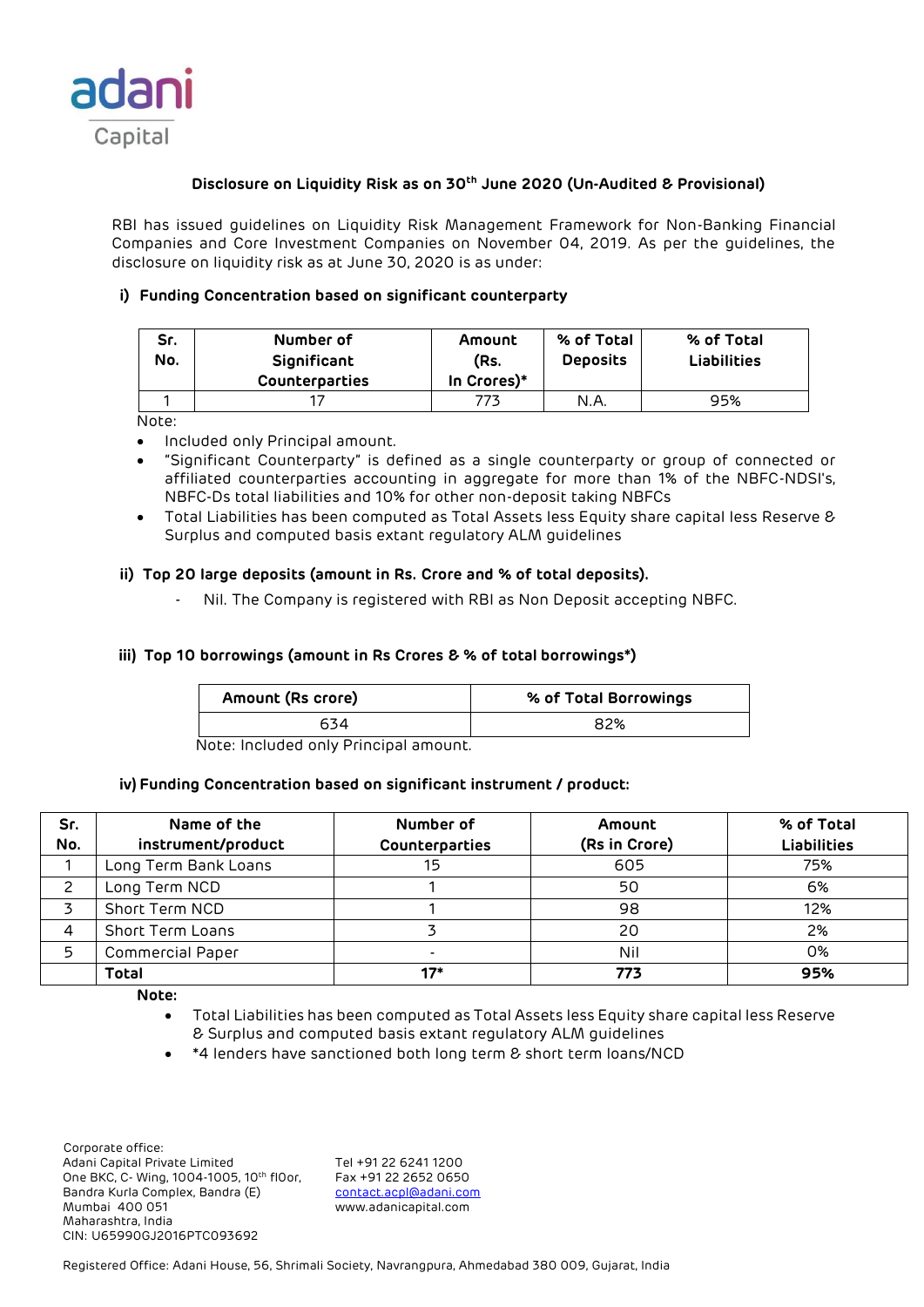adani
Capital

## Disclosure on Liquidity Risk as on 30th June 2020 (Un-Audited & Provisional)

RBI has issued guidelines on Liquidity Risk Management Framework for Non-Banking Financial Companies and Core Investment Companies on November 04, 2019. As per the guidelines, the disclosure on liquidity risk as at June 30, 2020 is as under:

### i) Funding Concentration based on significant counterparty

| Sr. No. | Number of Significant Counterparties | Amount (Rs. In Crores)* | % of Total Deposits | % of Total Liabilities |
|---|---|---|---|---|
| 1 | 17 | 773 | N.A. | 95% |

Note:

- Included only Principal amount.
- "Significant Counterparty" is defined as a single counterparty or group of connected or affiliated counterparties accounting in aggregate for more than 1% of the NBFC-NDSI's, NBFC-Ds total liabilities and 10% for other non-deposit taking NBFCs
- Total Liabilities has been computed as Total Assets less Equity share capital less Reserve & Surplus and computed basis extant regulatory ALM guidelines

### ii) Top 20 large deposits (amount in Rs. Crore and % of total deposits).

- Nil. The Company is registered with RBI as Non Deposit accepting NBFC.

### iii) Top 10 borrowings (amount in Rs Crores & % of total borrowings*)

| Amount (Rs crore) | % of Total Borrowings |
|---|---|
| 634 | 82% |

Note: Included only Principal amount.

### iv) Funding Concentration based on significant instrument / product:

| Sr. No. | Name of the instrument/product | Number of Counterparties | Amount (Rs in Crore) | % of Total Liabilities |
|---|---|---|---|---|
| 1 | Long Term Bank Loans | 15 | 605 | 75% |
| 2 | Long Term NCD | 1 | 50 | 6% |
| 3 | Short Term NCD | 1 | 98 | 12% |
| 4 | Short Term Loans | 3 | 20 | 2% |
| 5 | Commercial Paper | - | Nil | 0% |
| | **Total** | **17*** | **773** | **95%** |

**Note:**

- Total Liabilities has been computed as Total Assets less Equity share capital less Reserve & Surplus and computed basis extant regulatory ALM guidelines
- *4 lenders have sanctioned both long term & short term loans/NCD

Corporate office:
Adani Capital Private Limited
One BKC, C- Wing, 1004-1005, 10th flOor,
Bandra Kurla Complex, Bandra (E)
Mumbai 400 051
Maharashtra, India
CIN: U65990GJ2016PTC093692

Tel +91 22 6241 1200
Fax +91 22 2652 0650
contact.acpl@adani.com
www.adanicapital.com

Registered Office: Adani House, 56, Shrimali Society, Navrangpura, Ahmedabad 380 009, Gujarat, India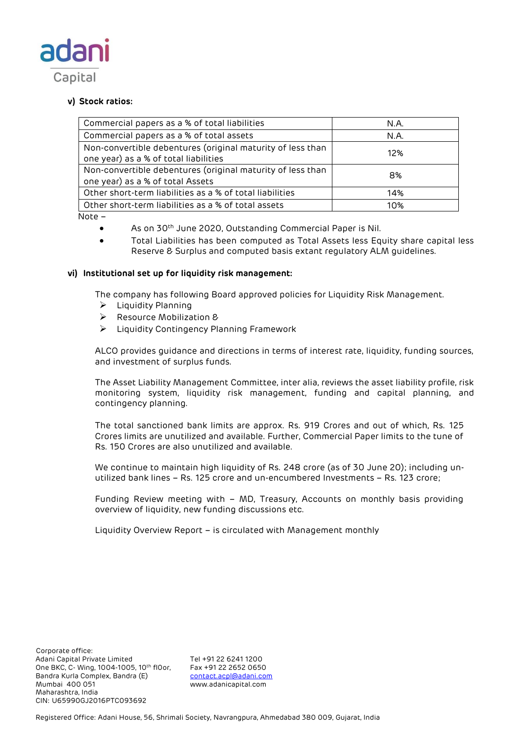### v) Stock ratios:

| | |
|---|---|
| Commercial papers as a % of total liabilities | N.A. |
| Commercial papers as a % of total assets | N.A. |
| Non-convertible debentures (original maturity of less than one year) as a % of total liabilities | 12% |
| Non-convertible debentures (original maturity of less than one year) as a % of total Assets | 8% |
| Other short-term liabilities as a % of total liabilities | 14% |
| Other short-term liabilities as a % of total assets | 10% |

Note –

- As on 30th June 2020, Outstanding Commercial Paper is Nil.
- Total Liabilities has been computed as Total Assets less Equity share capital less Reserve & Surplus and computed basis extant regulatory ALM guidelines.

### vi) Institutional set up for liquidity risk management:

The company has following Board approved policies for Liquidity Risk Management.

- Liquidity Planning
- Resource Mobilization &
- Liquidity Contingency Planning Framework

ALCO provides guidance and directions in terms of interest rate, liquidity, funding sources, and investment of surplus funds.

The Asset Liability Management Committee, inter alia, reviews the asset liability profile, risk monitoring system, liquidity risk management, funding and capital planning, and contingency planning.

The total sanctioned bank limits are approx. Rs. 919 Crores and out of which, Rs. 125 Crores limits are unutilized and available. Further, Commercial Paper limits to the tune of Rs. 150 Crores are also unutilized and available.

We continue to maintain high liquidity of Rs. 248 crore (as of 30 June 20); including un-utilized bank lines – Rs. 125 crore and un-encumbered Investments – Rs. 123 crore;

Funding Review meeting with – MD, Treasury, Accounts on monthly basis providing overview of liquidity, new funding discussions etc.

Liquidity Overview Report – is circulated with Management monthly